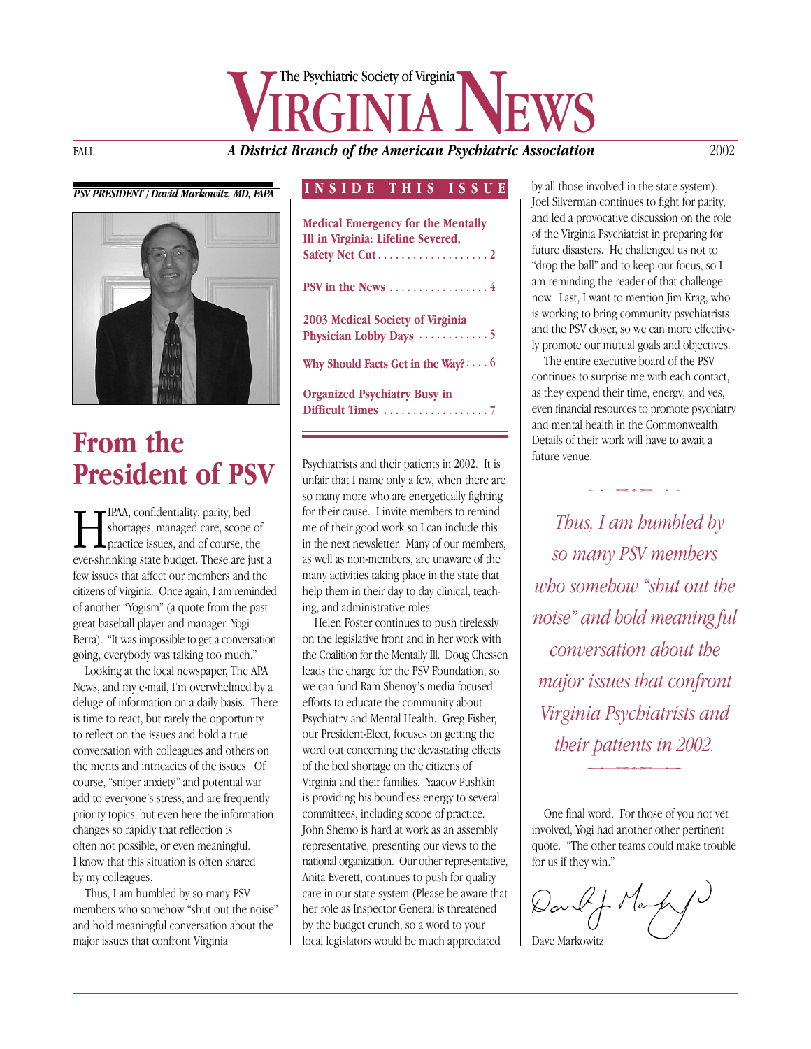# Virginia News

The Psychiatric Society of Virginia

**A District Branch of the American Psychiatric Association**

FALL 2002

**INSIDE THIS ISSUE**

- Medical Emergency for the Mentally Ill in Virginia: Lifeline Severed, Safety Net Cut . . . . . 2
- PSV in the News . . . . . 4
- 2003 Medical Society of Virginia Physician Lobby Days . . . . . 5
- Why Should Facts Get in the Way? . . . . 6
- Organized Psychiatry Busy in Difficult Times . . . . . 7

*PSV PRESIDENT / David Markowitz, MD, FAPA*

## From the President of PSV

HIPAA, confidentiality, parity, bed shortages, managed care, scope of practice issues, and of course, the ever-shrinking state budget. These are just a few issues that affect our members and the citizens of Virginia. Once again, I am reminded of another "Yogism" (a quote from the past great baseball player and manager, Yogi Berra). "It was impossible to get a conversation going, everybody was talking too much."

Looking at the local newspaper, The APA News, and my e-mail, I'm overwhelmed by a deluge of information on a daily basis. There is time to react, but rarely the opportunity to reflect on the issues and hold a true conversation with colleagues and others on the merits and intricacies of the issues. Of course, "sniper anxiety" and potential war add to everyone's stress, and are frequently priority topics, but even here the information changes so rapidly that reflection is often not possible, or even meaningful. I know that this situation is often shared by my colleagues.

Thus, I am humbled by so many PSV members who somehow "shut out the noise" and hold meaningful conversation about the major issues that confront Virginia Psychiatrists and their patients in 2002. It is unfair that I name only a few, when there are so many more who are energetically fighting for their cause. I invite members to remind me of their good work so I can include this in the next newsletter. Many of our members, as well as non-members, are unaware of the many activities taking place in the state that help them in their day to day clinical, teaching, and administrative roles.

Helen Foster continues to push tirelessly on the legislative front and in her work with the Coalition for the Mentally Ill. Doug Chessen leads the charge for the PSV Foundation, so we can fund Ram Shenoy's media focused efforts to educate the community about Psychiatry and Mental Health. Greg Fisher, our President-Elect, focuses on getting the word out concerning the devastating effects of the bed shortage on the citizens of Virginia and their families. Yaacov Pushkin is providing his boundless energy to several committees, including scope of practice. John Shemo is hard at work as an assembly representative, presenting our views to the national organization. Our other representative, Anita Everett, continues to push for quality care in our state system (Please be aware that her role as Inspector General is threatened by the budget crunch, so a word to your local legislators would be much appreciated by all those involved in the state system). Joel Silverman continues to fight for parity, and led a provocative discussion on the role of the Virginia Psychiatrist in preparing for future disasters. He challenged us not to "drop the ball" and to keep our focus, so I am reminding the reader of that challenge now. Last, I want to mention Jim Krag, who is working to bring community psychiatrists and the PSV closer, so we can more effectively promote our mutual goals and objectives.

The entire executive board of the PSV continues to surprise me with each contact, as they expend their time, energy, and yes, even financial resources to promote psychiatry and mental health in the Commonwealth. Details of their work will have to await a future venue.

> *Thus, I am humbled by so many PSV members who somehow "shut out the noise" and hold meaningful conversation about the major issues that confront Virginia Psychiatrists and their patients in 2002.*

One final word. For those of you not yet involved, Yogi had another other pertinent quote. "The other teams could make trouble for us if they win."

Dave Markowitz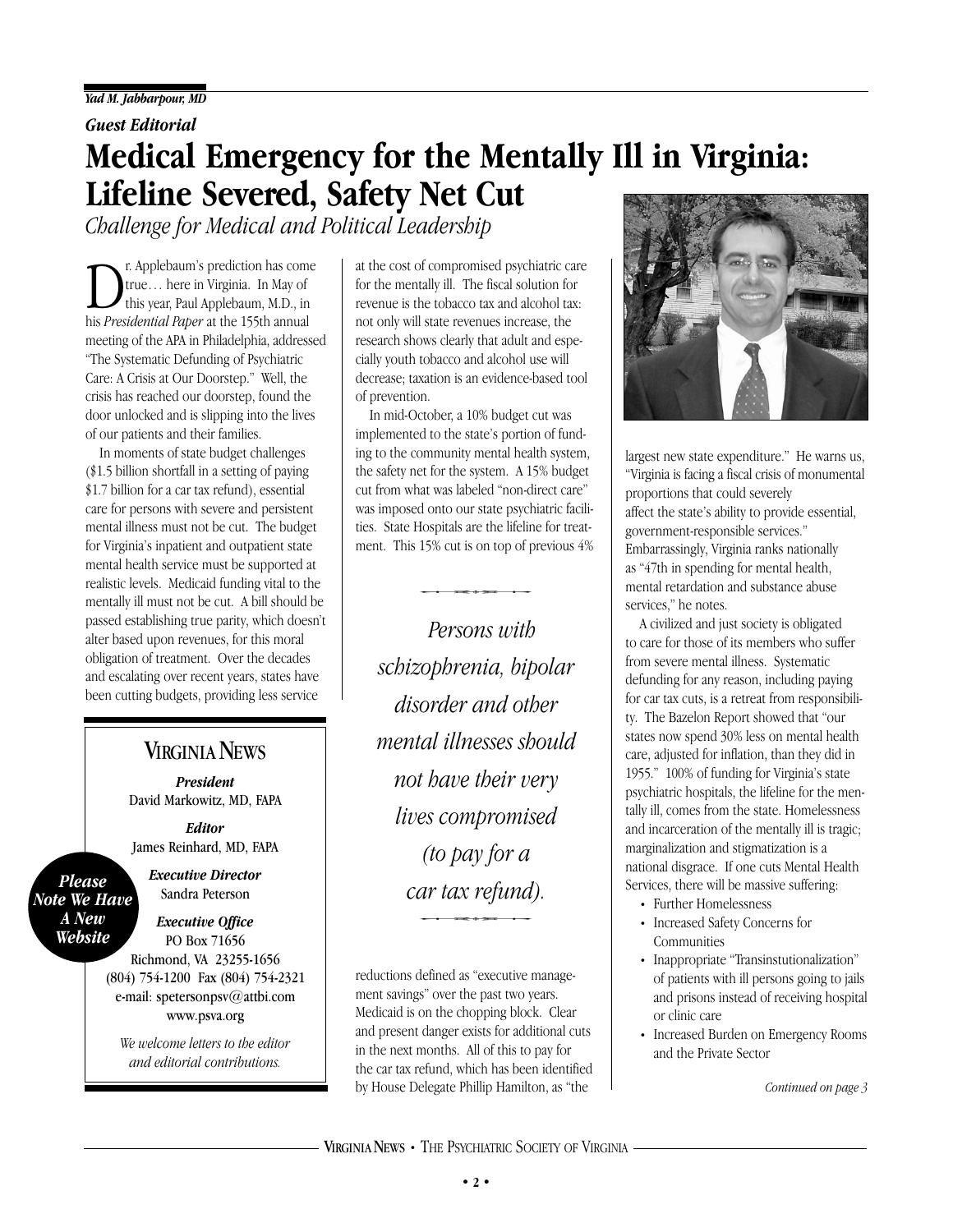*Yad M. Jabbarpour, MD*

***Guest Editorial***

# Medical Emergency for the Mentally Ill in Virginia: Lifeline Severed, Safety Net Cut

*Challenge for Medical and Political Leadership*

Dr. Applebaum's prediction has come true… here in Virginia. In May of this year, Paul Applebaum, M.D., in his *Presidential Paper* at the 155th annual meeting of the APA in Philadelphia, addressed "The Systematic Defunding of Psychiatric Care: A Crisis at Our Doorstep." Well, the crisis has reached our doorstep, found the door unlocked and is slipping into the lives of our patients and their families.

In moments of state budget challenges ($1.5 billion shortfall in a setting of paying $1.7 billion for a car tax refund), essential care for persons with severe and persistent mental illness must not be cut. The budget for Virginia's inpatient and outpatient state mental health service must be supported at realistic levels. Medicaid funding vital to the mentally ill must not be cut. A bill should be passed establishing true parity, which doesn't alter based upon revenues, for this moral obligation of treatment. Over the decades and escalating over recent years, states have been cutting budgets, providing less service at the cost of compromised psychiatric care for the mentally ill. The fiscal solution for revenue is the tobacco tax and alcohol tax: not only will state revenues increase, the research shows clearly that adult and especially youth tobacco and alcohol use will decrease; taxation is an evidence-based tool of prevention.

In mid-October, a 10% budget cut was implemented to the state's portion of funding to the community mental health system, the safety net for the system. A 15% budget cut from what was labeled "non-direct care" was imposed onto our state psychiatric facilities. State Hospitals are the lifeline for treatment. This 15% cut is on top of previous 4% reductions defined as "executive management savings" over the past two years. Medicaid is on the chopping block. Clear and present danger exists for additional cuts in the next months. All of this to pay for the car tax refund, which has been identified by House Delegate Phillip Hamilton, as "the largest new state expenditure." He warns us, "Virginia is facing a fiscal crisis of monumental proportions that could severely affect the state's ability to provide essential, government-responsible services." Embarrassingly, Virginia ranks nationally as "47th in spending for mental health, mental retardation and substance abuse services," he notes.

> *Persons with schizophrenia, bipolar disorder and other mental illnesses should not have their very lives compromised (to pay for a car tax refund).*

A civilized and just society is obligated to care for those of its members who suffer from severe mental illness. Systematic defunding for any reason, including paying for car tax cuts, is a retreat from responsibility. The Bazelon Report showed that "our states now spend 30% less on mental health care, adjusted for inflation, than they did in 1955." 100% of funding for Virginia's state psychiatric hospitals, the lifeline for the mentally ill, comes from the state. Homelessness and incarceration of the mentally ill is tragic; marginalization and stigmatization is a national disgrace. If one cuts Mental Health Services, there will be massive suffering:

- Further Homelessness
- Increased Safety Concerns for Communities
- Inappropriate "Transinstutionalization" of patients with ill persons going to jails and prisons instead of receiving hospital or clinic care
- Increased Burden on Emergency Rooms and the Private Sector

*Continued on page 3*

---

## VIRGINIA NEWS

***President***
David Markowitz, MD, FAPA

***Editor***
James Reinhard, MD, FAPA

***Executive Director***
Sandra Peterson

***Executive Office***
PO Box 71656
Richmond, VA 23255-1656
(804) 754-1200 Fax (804) 754-2321
e-mail: spetersonpsv@attbi.com
www.psva.org

*We welcome letters to the editor and editorial contributions.*

***Please Note We Have A New Website***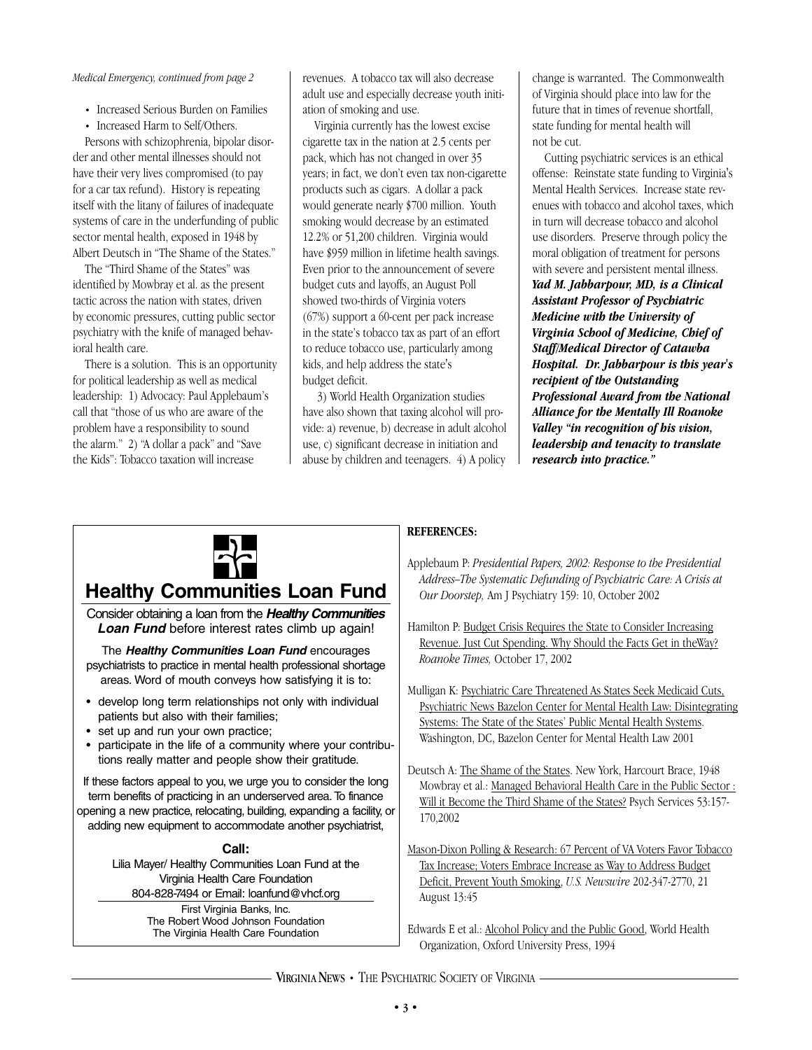*Medical Emergency, continued from page 2*

- Increased Serious Burden on Families
- Increased Harm to Self/Others.

Persons with schizophrenia, bipolar disorder and other mental illnesses should not have their very lives compromised (to pay for a car tax refund). History is repeating itself with the litany of failures of inadequate systems of care in the underfunding of public sector mental health, exposed in 1948 by Albert Deutsch in "The Shame of the States."

The "Third Shame of the States" was identified by Mowbray et al. as the present tactic across the nation with states, driven by economic pressures, cutting public sector psychiatry with the knife of managed behavioral health care.

There is a solution. This is an opportunity for political leadership as well as medical leadership: 1) Advocacy: Paul Applebaum's call that "those of us who are aware of the problem have a responsibility to sound the alarm." 2) "A dollar a pack" and "Save the Kids": Tobacco taxation will increase revenues. A tobacco tax will also decrease adult use and especially decrease youth initiation of smoking and use.

Virginia currently has the lowest excise cigarette tax in the nation at 2.5 cents per pack, which has not changed in over 35 years; in fact, we don't even tax non-cigarette products such as cigars. A dollar a pack would generate nearly $700 million. Youth smoking would decrease by an estimated 12.2% or 51,200 children. Virginia would have $959 million in lifetime health savings. Even prior to the announcement of severe budget cuts and layoffs, an August Poll showed two-thirds of Virginia voters (67%) support a 60-cent per pack increase in the state's tobacco tax as part of an effort to reduce tobacco use, particularly among kids, and help address the state's budget deficit.

3) World Health Organization studies have also shown that taxing alcohol will provide: a) revenue, b) decrease in adult alcohol use, c) significant decrease in initiation and abuse by children and teenagers. 4) A policy change is warranted. The Commonwealth of Virginia should place into law for the future that in times of revenue shortfall, state funding for mental health will not be cut.

Cutting psychiatric services is an ethical offense: Reinstate state funding to Virginia's Mental Health Services. Increase state revenues with tobacco and alcohol taxes, which in turn will decrease tobacco and alcohol use disorders. Preserve through policy the moral obligation of treatment for persons with severe and persistent mental illness.

***Yad M. Jabbarpour, MD, is a Clinical Assistant Professor of Psychiatric Medicine with the University of Virginia School of Medicine, Chief of Staff/Medical Director of Catawba Hospital. Dr. Jabbarpour is this year's recipient of the Outstanding Professional Award from the National Alliance for the Mentally Ill Roanoke Valley "in recognition of his vision, leadership and tenacity to translate research into practice."***

## Healthy Communities Loan Fund

Consider obtaining a loan from the ***Healthy Communities Loan Fund*** before interest rates climb up again!

The ***Healthy Communities Loan Fund*** encourages psychiatrists to practice in mental health professional shortage areas. Word of mouth conveys how satisfying it is to:

- develop long term relationships not only with individual patients but also with their families;
- set up and run your own practice;
- participate in the life of a community where your contributions really matter and people show their gratitude.

If these factors appeal to you, we urge you to consider the long term benefits of practicing in an underserved area. To finance opening a new practice, relocating, building, expanding a facility, or adding new equipment to accommodate another psychiatrist,

**Call:**

Lilia Mayer/ Healthy Communities Loan Fund at the Virginia Health Care Foundation
804-828-7494 or Email: loanfund@vhcf.org

First Virginia Banks, Inc.
The Robert Wood Johnson Foundation
The Virginia Health Care Foundation

**REFERENCES:**

Applebaum P: *Presidential Papers, 2002: Response to the Presidential Address–The Systematic Defunding of Psychiatric Care: A Crisis at Our Doorstep,* Am J Psychiatry 159: 10, October 2002

Hamilton P: Budget Crisis Requires the State to Consider Increasing Revenue. Just Cut Spending. Why Should the Facts Get in theWay? *Roanoke Times,* October 17, 2002

Mulligan K: Psychiatric Care Threatened As States Seek Medicaid Cuts, Psychiatric News Bazelon Center for Mental Health Law: Disintegrating Systems: The State of the States' Public Mental Health Systems. Washington, DC, Bazelon Center for Mental Health Law 2001

Deutsch A: The Shame of the States. New York, Harcourt Brace, 1948
Mowbray et al.: Managed Behavioral Health Care in the Public Sector : Will it Become the Third Shame of the States? Psych Services 53:157-170,2002

Mason-Dixon Polling & Research: 67 Percent of VA Voters Favor Tobacco Tax Increase; Voters Embrace Increase as Way to Address Budget Deficit, Prevent Youth Smoking, *U.S. Newswire* 202-347-2770, 21 August 13:45

Edwards E et al.: Alcohol Policy and the Public Good, World Health Organization, Oxford University Press, 1994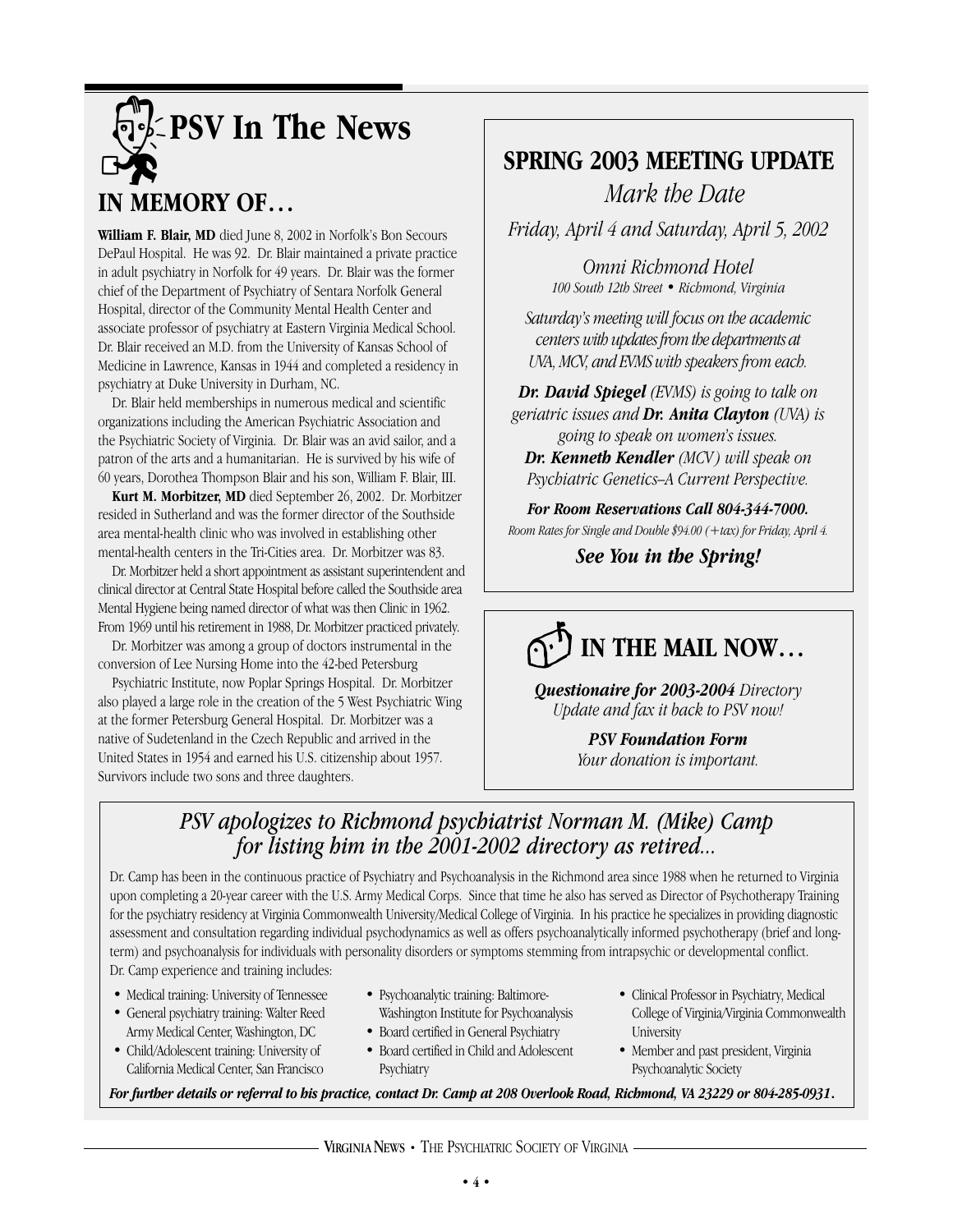# PSV In The News

## IN MEMORY OF…

**William F. Blair, MD** died June 8, 2002 in Norfolk's Bon Secours DePaul Hospital. He was 92. Dr. Blair maintained a private practice in adult psychiatry in Norfolk for 49 years. Dr. Blair was the former chief of the Department of Psychiatry of Sentara Norfolk General Hospital, director of the Community Mental Health Center and associate professor of psychiatry at Eastern Virginia Medical School. Dr. Blair received an M.D. from the University of Kansas School of Medicine in Lawrence, Kansas in 1944 and completed a residency in psychiatry at Duke University in Durham, NC.

Dr. Blair held memberships in numerous medical and scientific organizations including the American Psychiatric Association and the Psychiatric Society of Virginia. Dr. Blair was an avid sailor, and a patron of the arts and a humanitarian. He is survived by his wife of 60 years, Dorothea Thompson Blair and his son, William F. Blair, III.

**Kurt M. Morbitzer, MD** died September 26, 2002. Dr. Morbitzer resided in Sutherland and was the former director of the Southside area mental-health clinic who was involved in establishing other mental-health centers in the Tri-Cities area. Dr. Morbitzer was 83.

Dr. Morbitzer held a short appointment as assistant superintendent and clinical director at Central State Hospital before called the Southside area Mental Hygiene being named director of what was then Clinic in 1962. From 1969 until his retirement in 1988, Dr. Morbitzer practiced privately.

Dr. Morbitzer was among a group of doctors instrumental in the conversion of Lee Nursing Home into the 42-bed Petersburg Psychiatric Institute, now Poplar Springs Hospital. Dr. Morbitzer also played a large role in the creation of the 5 West Psychiatric Wing at the former Petersburg General Hospital. Dr. Morbitzer was a native of Sudetenland in the Czech Republic and arrived in the United States in 1954 and earned his U.S. citizenship about 1957. Survivors include two sons and three daughters.

## SPRING 2003 MEETING UPDATE

*Mark the Date*

*Friday, April 4 and Saturday, April 5, 2002*

*Omni Richmond Hotel*
*100 South 12th Street • Richmond, Virginia*

*Saturday's meeting will focus on the academic centers with updates from the departments at UVA, MCV, and EVMS with speakers from each.*

***Dr. David Spiegel** (EVMS) is going to talk on geriatric issues and **Dr. Anita Clayton** (UVA) is going to speak on women's issues.*
***Dr. Kenneth Kendler** (MCV) will speak on Psychiatric Genetics–A Current Perspective.*

***For Room Reservations Call 804-344-7000.***
*Room Rates for Single and Double $94.00 (+tax) for Friday, April 4.*

***See You in the Spring!***

## IN THE MAIL NOW…

***Questionaire for 2003-2004** Directory Update and fax it back to PSV now!*

***PSV Foundation Form***
*Your donation is important.*

## *PSV apologizes to Richmond psychiatrist Norman M. (Mike) Camp for listing him in the 2001-2002 directory as retired...*

Dr. Camp has been in the continuous practice of Psychiatry and Psychoanalysis in the Richmond area since 1988 when he returned to Virginia upon completing a 20-year career with the U.S. Army Medical Corps. Since that time he also has served as Director of Psychotherapy Training for the psychiatry residency at Virginia Commonwealth University/Medical College of Virginia. In his practice he specializes in providing diagnostic assessment and consultation regarding individual psychodynamics as well as offers psychoanalytically informed psychotherapy (brief and long-term) and psychoanalysis for individuals with personality disorders or symptoms stemming from intrapsychic or developmental conflict. Dr. Camp experience and training includes:

- Medical training: University of Tennessee
- General psychiatry training: Walter Reed Army Medical Center, Washington, DC
- Child/Adolescent training: University of California Medical Center, San Francisco
- Psychoanalytic training: Baltimore-Washington Institute for Psychoanalysis
- Board certified in General Psychiatry
- Board certified in Child and Adolescent Psychiatry
- Clinical Professor in Psychiatry, Medical College of Virginia/Virginia Commonwealth University
- Member and past president, Virginia Psychoanalytic Society

***For further details or referral to his practice, contact Dr. Camp at 208 Overlook Road, Richmond, VA 23229 or 804-285-0931.***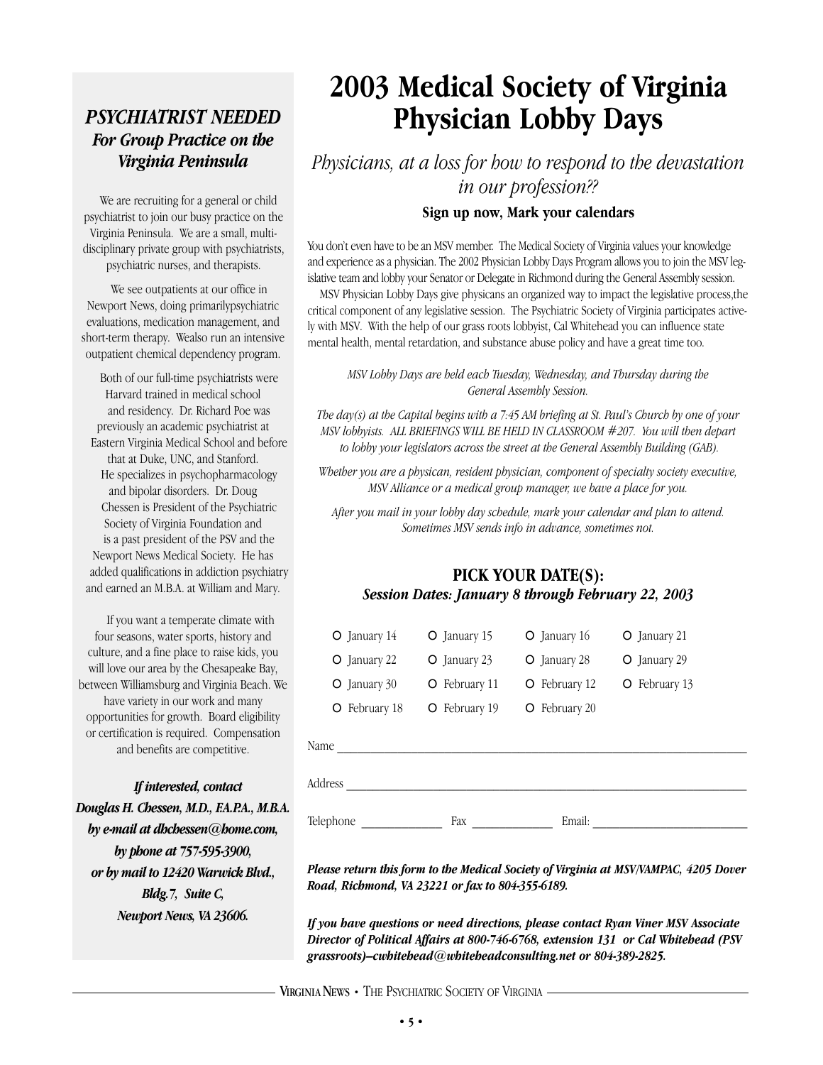## *PSYCHIATRIST NEEDED*
### *For Group Practice on the Virginia Peninsula*

We are recruiting for a general or child psychiatrist to join our busy practice on the Virginia Peninsula. We are a small, multi-disciplinary private group with psychiatrists, psychiatric nurses, and therapists.

We see outpatients at our office in Newport News, doing primarilypsychiatric evaluations, medication management, and short-term therapy. Wealso run an intensive outpatient chemical dependency program.

Both of our full-time psychiatrists were Harvard trained in medical school and residency. Dr. Richard Poe was previously an academic psychiatrist at Eastern Virginia Medical School and before that at Duke, UNC, and Stanford. He specializes in psychopharmacology and bipolar disorders. Dr. Doug Chessen is President of the Psychiatric Society of Virginia Foundation and is a past president of the PSV and the Newport News Medical Society. He has added qualifications in addiction psychiatry and earned an M.B.A. at William and Mary.

If you want a temperate climate with four seasons, water sports, history and culture, and a fine place to raise kids, you will love our area by the Chesapeake Bay, between Williamsburg and Virginia Beach. We have variety in our work and many opportunities for growth. Board eligibility or certification is required. Compensation and benefits are competitive.

***If interested, contact Douglas H. Chessen, M.D., F.A.P.A., M.B.A. by e-mail at dhchessen@home.com, by phone at 757-595-3900, or by mail to 12420 Warwick Blvd., Bldg.7, Suite C, Newport News, VA 23606.***

# 2003 Medical Society of Virginia Physician Lobby Days

*Physicians, at a loss for how to respond to the devastation in our profession??*

**Sign up now, Mark your calendars**

You don't even have to be an MSV member. The Medical Society of Virginia values your knowledge and experience as a physician. The 2002 Physician Lobby Days Program allows you to join the MSV legislative team and lobby your Senator or Delegate in Richmond during the General Assembly session.

MSV Physician Lobby Days give physicans an organized way to impact the legislative process,the critical component of any legislative session. The Psychiatric Society of Virginia participates actively with MSV. With the help of our grass roots lobbyist, Cal Whitehead you can influence state mental health, mental retardation, and substance abuse policy and have a great time too.

*MSV Lobby Days are held each Tuesday, Wednesday, and Thursday during the General Assembly Session.*

*The day(s) at the Capital begins with a 7:45 AM briefing at St. Paul's Church by one of your MSV lobbyists. ALL BRIEFINGS WILL BE HELD IN CLASSROOM #207. You will then depart to lobby your legislators across the street at the General Assembly Building (GAB).*

*Whether you are a physican, resident physician, component of specialty society executive, MSV Alliance or a medical group manager, we have a place for you.*

*After you mail in your lobby day schedule, mark your calendar and plan to attend. Sometimes MSV sends info in advance, sometimes not.*

### PICK YOUR DATE(S):
***Session Dates: January 8 through February 22, 2003***

| | | | |
|---|---|---|---|
| O January 14 | O January 15 | O January 16 | O January 21 |
| O January 22 | O January 23 | O January 28 | O January 29 |
| O January 30 | O February 11 | O February 12 | O February 13 |
| O February 18 | O February 19 | O February 20 | |

Name ______________________________________________

Address ______________________________________________

Telephone ____________ Fax ____________ Email: ____________________

***Please return this form to the Medical Society of Virginia at MSV/VAMPAC, 4205 Dover Road, Richmond, VA 23221 or fax to 804-355-6189.***

***If you have questions or need directions, please contact Ryan Viner MSV Associate Director of Political Affairs at 800-746-6768, extension 131 or Cal Whitehead (PSV grassroots)–cwhitehead@whiteheadconsulting.net or 804-389-2825.***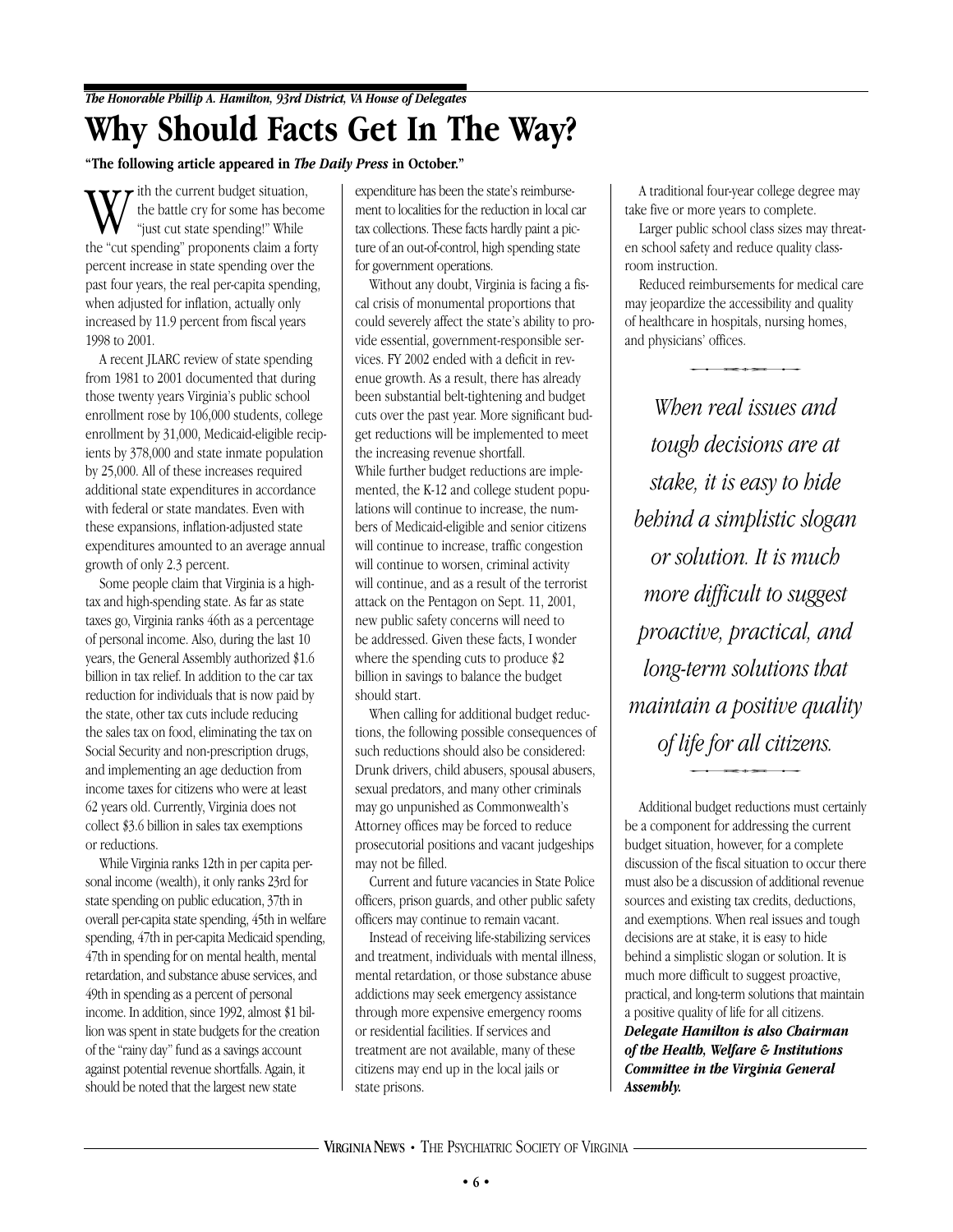*The Honorable Phillip A. Hamilton, 93rd District, VA House of Delegates*

# Why Should Facts Get In The Way?

**"The following article appeared in *The Daily Press* in October."**

With the current budget situation, the battle cry for some has become "just cut state spending!" While the "cut spending" proponents claim a forty percent increase in state spending over the past four years, the real per-capita spending, when adjusted for inflation, actually only increased by 11.9 percent from fiscal years 1998 to 2001.

A recent JLARC review of state spending from 1981 to 2001 documented that during those twenty years Virginia's public school enrollment rose by 106,000 students, college enrollment by 31,000, Medicaid-eligible recipients by 378,000 and state inmate population by 25,000. All of these increases required additional state expenditures in accordance with federal or state mandates. Even with these expansions, inflation-adjusted state expenditures amounted to an average annual growth of only 2.3 percent.

Some people claim that Virginia is a high-tax and high-spending state. As far as state taxes go, Virginia ranks 46th as a percentage of personal income. Also, during the last 10 years, the General Assembly authorized $1.6 billion in tax relief. In addition to the car tax reduction for individuals that is now paid by the state, other tax cuts include reducing the sales tax on food, eliminating the tax on Social Security and non-prescription drugs, and implementing an age deduction from income taxes for citizens who were at least 62 years old. Currently, Virginia does not collect $3.6 billion in sales tax exemptions or reductions.

While Virginia ranks 12th in per capita personal income (wealth), it only ranks 23rd for state spending on public education, 37th in overall per-capita state spending, 45th in welfare spending, 47th in per-capita Medicaid spending, 47th in spending for on mental health, mental retardation, and substance abuse services, and 49th in spending as a percent of personal income. In addition, since 1992, almost $1 billion was spent in state budgets for the creation of the "rainy day" fund as a savings account against potential revenue shortfalls. Again, it should be noted that the largest new state expenditure has been the state's reimbursement to localities for the reduction in local car tax collections. These facts hardly paint a picture of an out-of-control, high spending state for government operations.

Without any doubt, Virginia is facing a fiscal crisis of monumental proportions that could severely affect the state's ability to provide essential, government-responsible services. FY 2002 ended with a deficit in revenue growth. As a result, there has already been substantial belt-tightening and budget cuts over the past year. More significant budget reductions will be implemented to meet the increasing revenue shortfall.
While further budget reductions are implemented, the K-12 and college student populations will continue to increase, the numbers of Medicaid-eligible and senior citizens will continue to increase, traffic congestion will continue to worsen, criminal activity will continue, and as a result of the terrorist attack on the Pentagon on Sept. 11, 2001, new public safety concerns will need to be addressed. Given these facts, I wonder where the spending cuts to produce $2 billion in savings to balance the budget should start.

When calling for additional budget reductions, the following possible consequences of such reductions should also be considered: Drunk drivers, child abusers, spousal abusers, sexual predators, and many other criminals may go unpunished as Commonwealth's Attorney offices may be forced to reduce prosecutorial positions and vacant judgeships may not be filled.

Current and future vacancies in State Police officers, prison guards, and other public safety officers may continue to remain vacant.

Instead of receiving life-stabilizing services and treatment, individuals with mental illness, mental retardation, or those substance abuse addictions may seek emergency assistance through more expensive emergency rooms or residential facilities. If services and treatment are not available, many of these citizens may end up in the local jails or state prisons.

A traditional four-year college degree may take five or more years to complete.

Larger public school class sizes may threaten school safety and reduce quality classroom instruction.

Reduced reimbursements for medical care may jeopardize the accessibility and quality of healthcare in hospitals, nursing homes, and physicians' offices.

> *When real issues and tough decisions are at stake, it is easy to hide behind a simplistic slogan or solution. It is much more difficult to suggest proactive, practical, and long-term solutions that maintain a positive quality of life for all citizens.*

Additional budget reductions must certainly be a component for addressing the current budget situation, however, for a complete discussion of the fiscal situation to occur there must also be a discussion of additional revenue sources and existing tax credits, deductions, and exemptions. When real issues and tough decisions are at stake, it is easy to hide behind a simplistic slogan or solution. It is much more difficult to suggest proactive, practical, and long-term solutions that maintain a positive quality of life for all citizens.

***Delegate Hamilton is also Chairman of the Health, Welfare & Institutions Committee in the Virginia General Assembly.***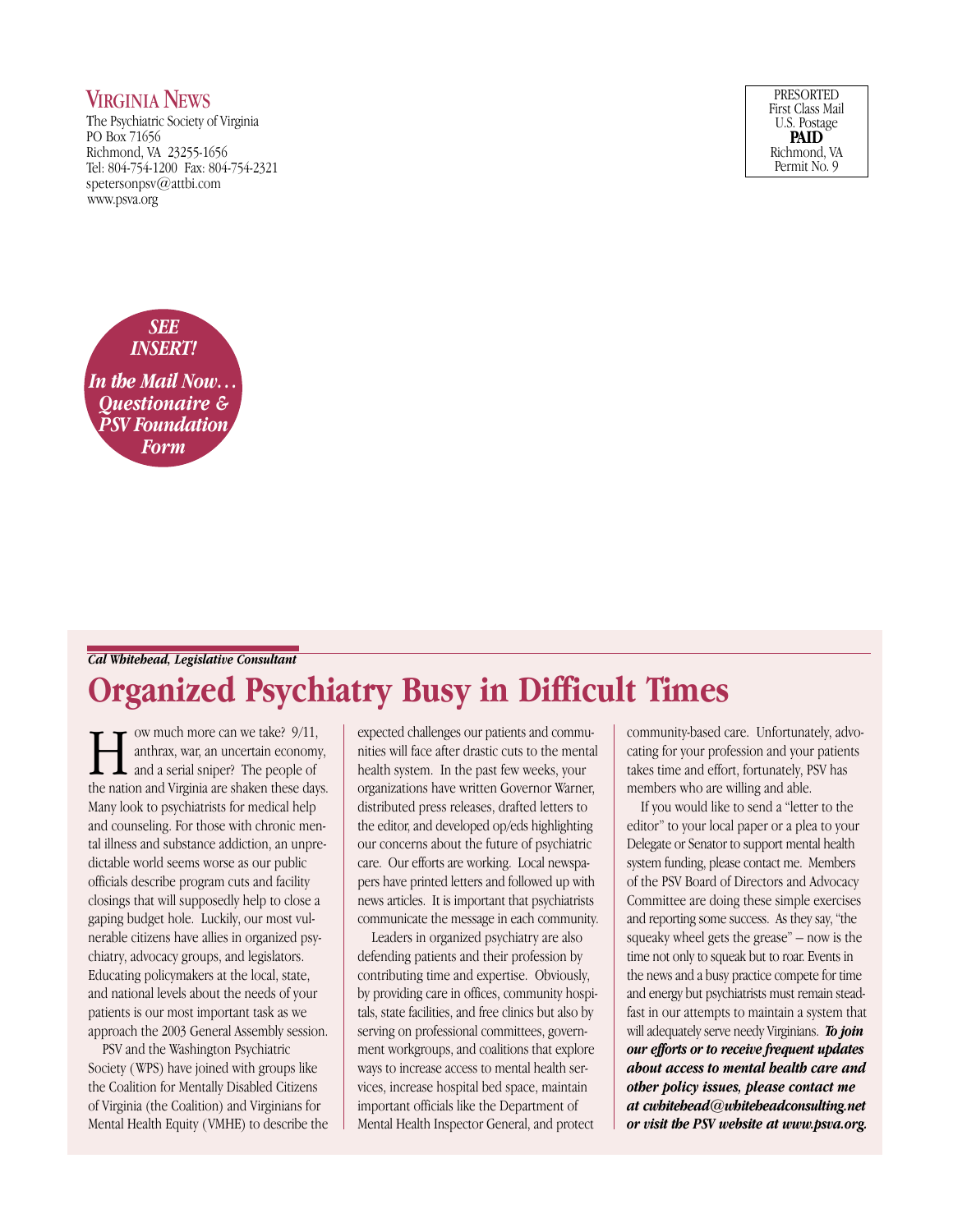## VIRGINIA NEWS

The Psychiatric Society of Virginia
PO Box 71656
Richmond, VA 23255-1656
Tel: 804-754-1200 Fax: 804-754-2321
spetersonpsv@attbi.com
www.psva.org

PRESORTED
First Class Mail
U.S. Postage
**PAID**
Richmond, VA
Permit No. 9

***SEE INSERT!***

***In the Mail Now… Questionaire & PSV Foundation Form***

***Cal Whitehead, Legislative Consultant***

# Organized Psychiatry Busy in Difficult Times

How much more can we take? 9/11, anthrax, war, an uncertain economy, and a serial sniper? The people of the nation and Virginia are shaken these days. Many look to psychiatrists for medical help and counseling. For those with chronic mental illness and substance addiction, an unpredictable world seems worse as our public officials describe program cuts and facility closings that will supposedly help to close a gaping budget hole. Luckily, our most vulnerable citizens have allies in organized psychiatry, advocacy groups, and legislators. Educating policymakers at the local, state, and national levels about the needs of your patients is our most important task as we approach the 2003 General Assembly session.

PSV and the Washington Psychiatric Society (WPS) have joined with groups like the Coalition for Mentally Disabled Citizens of Virginia (the Coalition) and Virginians for Mental Health Equity (VMHE) to describe the expected challenges our patients and communities will face after drastic cuts to the mental health system. In the past few weeks, your organizations have written Governor Warner, distributed press releases, drafted letters to the editor, and developed op/eds highlighting our concerns about the future of psychiatric care. Our efforts are working. Local newspapers have printed letters and followed up with news articles. It is important that psychiatrists communicate the message in each community.

Leaders in organized psychiatry are also defending patients and their profession by contributing time and expertise. Obviously, by providing care in offices, community hospitals, state facilities, and free clinics but also by serving on professional committees, government workgroups, and coalitions that explore ways to increase access to mental health services, increase hospital bed space, maintain important officials like the Department of Mental Health Inspector General, and protect community-based care. Unfortunately, advocating for your profession and your patients takes time and effort, fortunately, PSV has members who are willing and able.

If you would like to send a "letter to the editor" to your local paper or a plea to your Delegate or Senator to support mental health system funding, please contact me. Members of the PSV Board of Directors and Advocacy Committee are doing these simple exercises and reporting some success. As they say, "the squeaky wheel gets the grease" – now is the time not only to squeak but to roar. Events in the news and a busy practice compete for time and energy but psychiatrists must remain steadfast in our attempts to maintain a system that will adequately serve needy Virginians. ***To join our efforts or to receive frequent updates about access to mental health care and other policy issues, please contact me at cwhitehead@whiteheadconsulting.net or visit the PSV website at www.psva.org.***